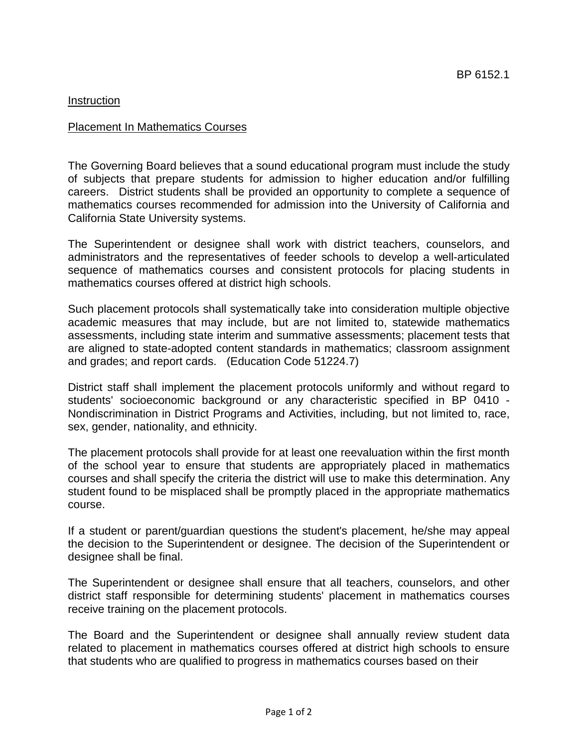BP 6152.1

Instruction

Placement In Mathematics Courses

The Governing Board believes that a sound educational program must include the study of subjects that prepare students for admission to higher education and/or fulfilling careers. District students shall be provided an opportunity to complete a sequence of mathematics courses recommended for admission into the University of California and California State University systems.

The Superintendent or designee shall work with district teachers, counselors, and administrators and the representatives of feeder schools to develop a well-articulated sequence of mathematics courses and consistent protocols for placing students in mathematics courses offered at district high schools.

Such placement protocols shall systematically take into consideration multiple objective academic measures that may include, but are not limited to, statewide mathematics assessments, including state interim and summative assessments; placement tests that are aligned to state-adopted content standards in mathematics; classroom assignment and grades; and report cards. (Education Code 51224.7)

District staff shall implement the placement protocols uniformly and without regard to students' socioeconomic background or any characteristic specified in BP 0410 - Nondiscrimination in District Programs and Activities, including, but not limited to, race, sex, gender, nationality, and ethnicity.

The placement protocols shall provide for at least one reevaluation within the first month of the school year to ensure that students are appropriately placed in mathematics courses and shall specify the criteria the district will use to make this determination. Any student found to be misplaced shall be promptly placed in the appropriate mathematics course.

If a student or parent/guardian questions the student's placement, he/she may appeal the decision to the Superintendent or designee. The decision of the Superintendent or designee shall be final.

The Superintendent or designee shall ensure that all teachers, counselors, and other district staff responsible for determining students' placement in mathematics courses receive training on the placement protocols.

The Board and the Superintendent or designee shall annually review student data related to placement in mathematics courses offered at district high schools to ensure that students who are qualified to progress in mathematics courses based on their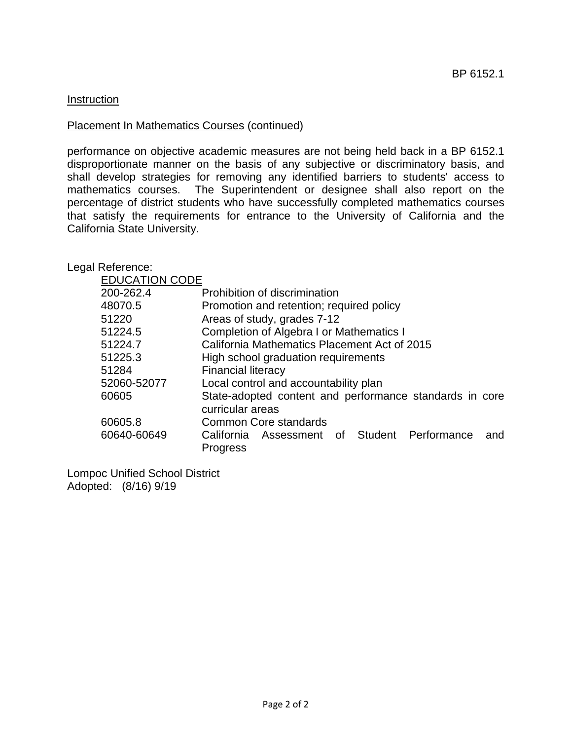Instruction

Placement In Mathematics Courses (continued)

performance on objective academic measures are not being held back in a BP 6152.1 disproportionate manner on the basis of any subjective or discriminatory basis, and shall develop strategies for removing any identified barriers to students' access to mathematics courses. The Superintendent or designee shall also report on the percentage of district students who have successfully completed mathematics courses that satisfy the requirements for entrance to the University of California and the California State University.

Legal Reference:

EDUCATION CODE

| | |
|---|---|
| 200-262.4 | Prohibition of discrimination |
| 48070.5 | Promotion and retention; required policy |
| 51220 | Areas of study, grades 7-12 |
| 51224.5 | Completion of Algebra I or Mathematics I |
| 51224.7 | California Mathematics Placement Act of 2015 |
| 51225.3 | High school graduation requirements |
| 51284 | Financial literacy |
| 52060-52077 | Local control and accountability plan |
| 60605 | State-adopted content and performance standards in core curricular areas |
| 60605.8 | Common Core standards |
| 60640-60649 | California Assessment of Student Performance and Progress |

Lompoc Unified School District
Adopted: (8/16) 9/19